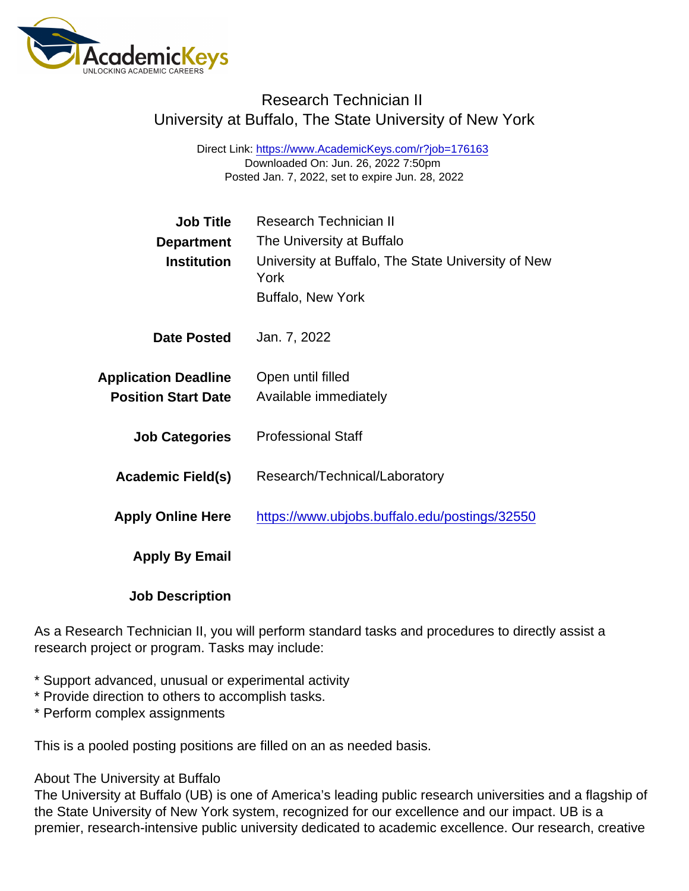# Research Technician II

## University at Buffalo, The State University of New York

Direct Link: https://www.AcademicKeys.com/r?job=176163
Downloaded On: Jun. 26, 2022 7:50pm
Posted Jan. 7, 2022, set to expire Jun. 28, 2022

| | |
|---|---|
| **Job Title** | Research Technician II |
| **Department** | The University at Buffalo |
| **Institution** | University at Buffalo, The State University of New York<br>Buffalo, New York |
| **Date Posted** | Jan. 7, 2022 |
| **Application Deadline** | Open until filled |
| **Position Start Date** | Available immediately |
| **Job Categories** | Professional Staff |
| **Academic Field(s)** | Research/Technical/Laboratory |
| **Apply Online Here** | https://www.ubjobs.buffalo.edu/postings/32550 |
| **Apply By Email** | |

**Job Description**

As a Research Technician II, you will perform standard tasks and procedures to directly assist a research project or program. Tasks may include:

* Support advanced, unusual or experimental activity
* Provide direction to others to accomplish tasks.
* Perform complex assignments

This is a pooled posting positions are filled on an as needed basis.

About The University at Buffalo
The University at Buffalo (UB) is one of America's leading public research universities and a flagship of the State University of New York system, recognized for our excellence and our impact. UB is a premier, research-intensive public university dedicated to academic excellence. Our research, creative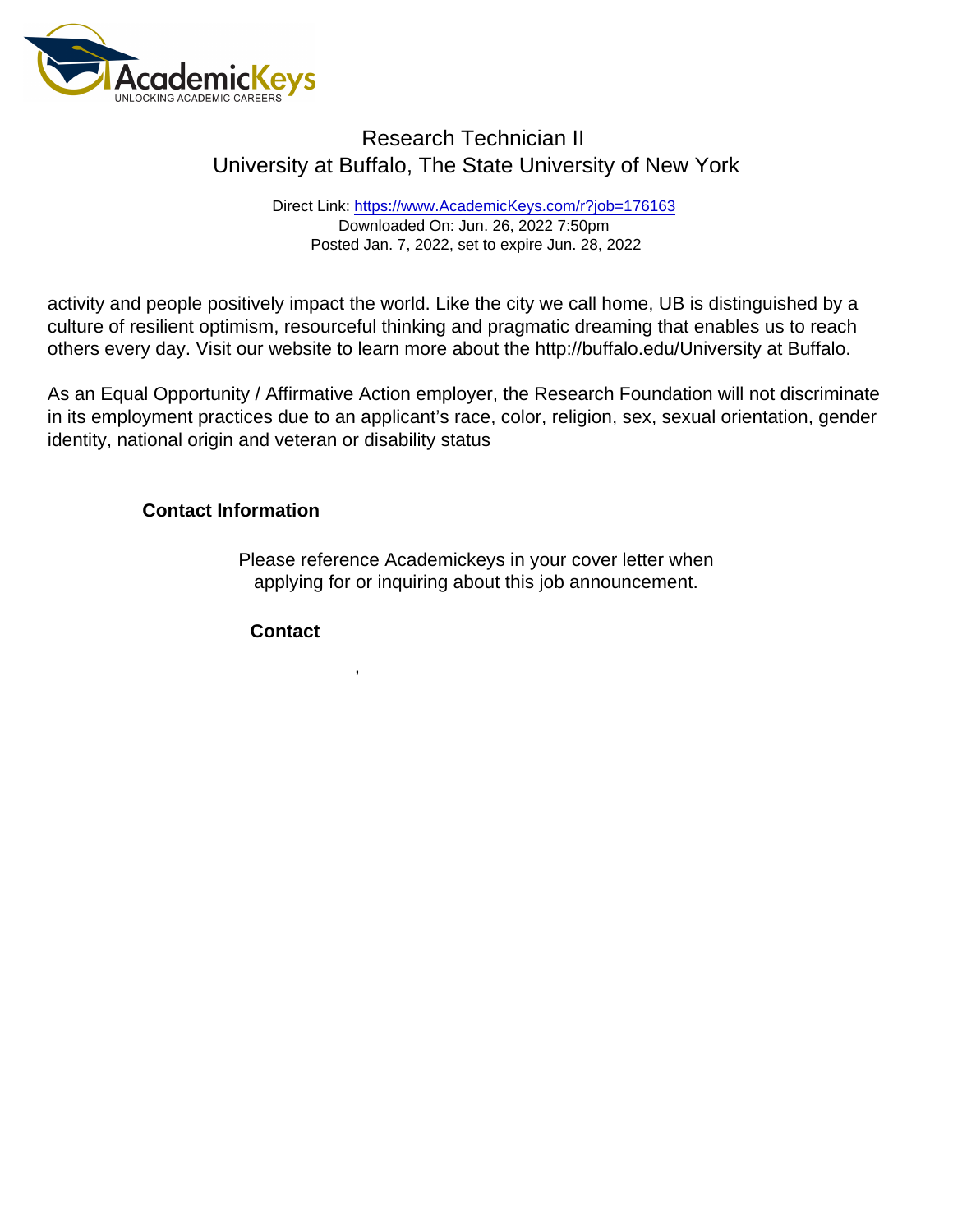Research Technician II
University at Buffalo, The State University of New York

Direct Link: https://www.AcademicKeys.com/r?job=176163
Downloaded On: Jun. 26, 2022 7:50pm
Posted Jan. 7, 2022, set to expire Jun. 28, 2022

activity and people positively impact the world. Like the city we call home, UB is distinguished by a culture of resilient optimism, resourceful thinking and pragmatic dreaming that enables us to reach others every day. Visit our website to learn more about the http://buffalo.edu/University at Buffalo.

As an Equal Opportunity / Affirmative Action employer, the Research Foundation will not discriminate in its employment practices due to an applicant's race, color, religion, sex, sexual orientation, gender identity, national origin and veteran or disability status

**Contact Information**

Please reference Academickeys in your cover letter when applying for or inquiring about this job announcement.

**Contact**

,